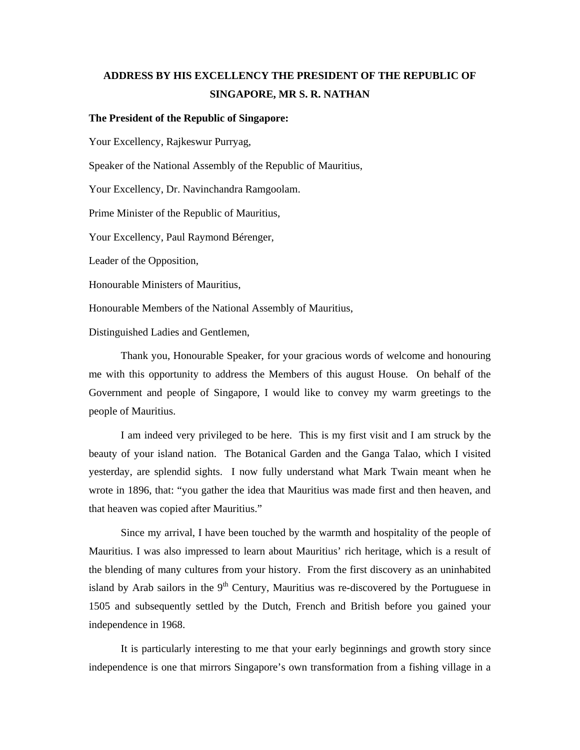# ADDRESS BY HIS EXCELLENCY THE PRESIDENT OF THE REPUBLIC OF SINGAPORE, MR S. R. NATHAN

**The President of the Republic of Singapore:**

Your Excellency, Rajkeswur Purryag,

Speaker of the National Assembly of the Republic of Mauritius,

Your Excellency, Dr. Navinchandra Ramgoolam.

Prime Minister of the Republic of Mauritius,

Your Excellency, Paul Raymond Bérenger,

Leader of the Opposition,

Honourable Ministers of Mauritius,

Honourable Members of the National Assembly of Mauritius,

Distinguished Ladies and Gentlemen,

Thank you, Honourable Speaker, for your gracious words of welcome and honouring me with this opportunity to address the Members of this august House. On behalf of the Government and people of Singapore, I would like to convey my warm greetings to the people of Mauritius.

I am indeed very privileged to be here. This is my first visit and I am struck by the beauty of your island nation. The Botanical Garden and the Ganga Talao, which I visited yesterday, are splendid sights. I now fully understand what Mark Twain meant when he wrote in 1896, that: "you gather the idea that Mauritius was made first and then heaven, and that heaven was copied after Mauritius."

Since my arrival, I have been touched by the warmth and hospitality of the people of Mauritius. I was also impressed to learn about Mauritius' rich heritage, which is a result of the blending of many cultures from your history. From the first discovery as an uninhabited island by Arab sailors in the 9th Century, Mauritius was re-discovered by the Portuguese in 1505 and subsequently settled by the Dutch, French and British before you gained your independence in 1968.

It is particularly interesting to me that your early beginnings and growth story since independence is one that mirrors Singapore's own transformation from a fishing village in a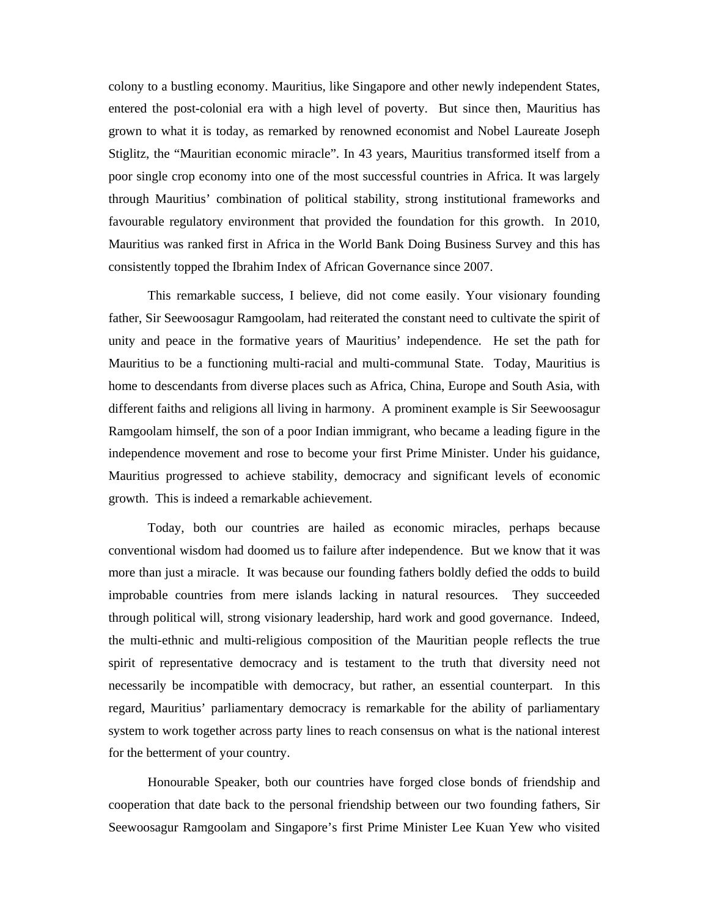colony to a bustling economy. Mauritius, like Singapore and other newly independent States, entered the post-colonial era with a high level of poverty. But since then, Mauritius has grown to what it is today, as remarked by renowned economist and Nobel Laureate Joseph Stiglitz, the "Mauritian economic miracle". In 43 years, Mauritius transformed itself from a poor single crop economy into one of the most successful countries in Africa. It was largely through Mauritius' combination of political stability, strong institutional frameworks and favourable regulatory environment that provided the foundation for this growth. In 2010, Mauritius was ranked first in Africa in the World Bank Doing Business Survey and this has consistently topped the Ibrahim Index of African Governance since 2007.

This remarkable success, I believe, did not come easily. Your visionary founding father, Sir Seewoosagur Ramgoolam, had reiterated the constant need to cultivate the spirit of unity and peace in the formative years of Mauritius' independence. He set the path for Mauritius to be a functioning multi-racial and multi-communal State. Today, Mauritius is home to descendants from diverse places such as Africa, China, Europe and South Asia, with different faiths and religions all living in harmony. A prominent example is Sir Seewoosagur Ramgoolam himself, the son of a poor Indian immigrant, who became a leading figure in the independence movement and rose to become your first Prime Minister. Under his guidance, Mauritius progressed to achieve stability, democracy and significant levels of economic growth. This is indeed a remarkable achievement.

Today, both our countries are hailed as economic miracles, perhaps because conventional wisdom had doomed us to failure after independence. But we know that it was more than just a miracle. It was because our founding fathers boldly defied the odds to build improbable countries from mere islands lacking in natural resources. They succeeded through political will, strong visionary leadership, hard work and good governance. Indeed, the multi-ethnic and multi-religious composition of the Mauritian people reflects the true spirit of representative democracy and is testament to the truth that diversity need not necessarily be incompatible with democracy, but rather, an essential counterpart. In this regard, Mauritius' parliamentary democracy is remarkable for the ability of parliamentary system to work together across party lines to reach consensus on what is the national interest for the betterment of your country.

Honourable Speaker, both our countries have forged close bonds of friendship and cooperation that date back to the personal friendship between our two founding fathers, Sir Seewoosagur Ramgoolam and Singapore's first Prime Minister Lee Kuan Yew who visited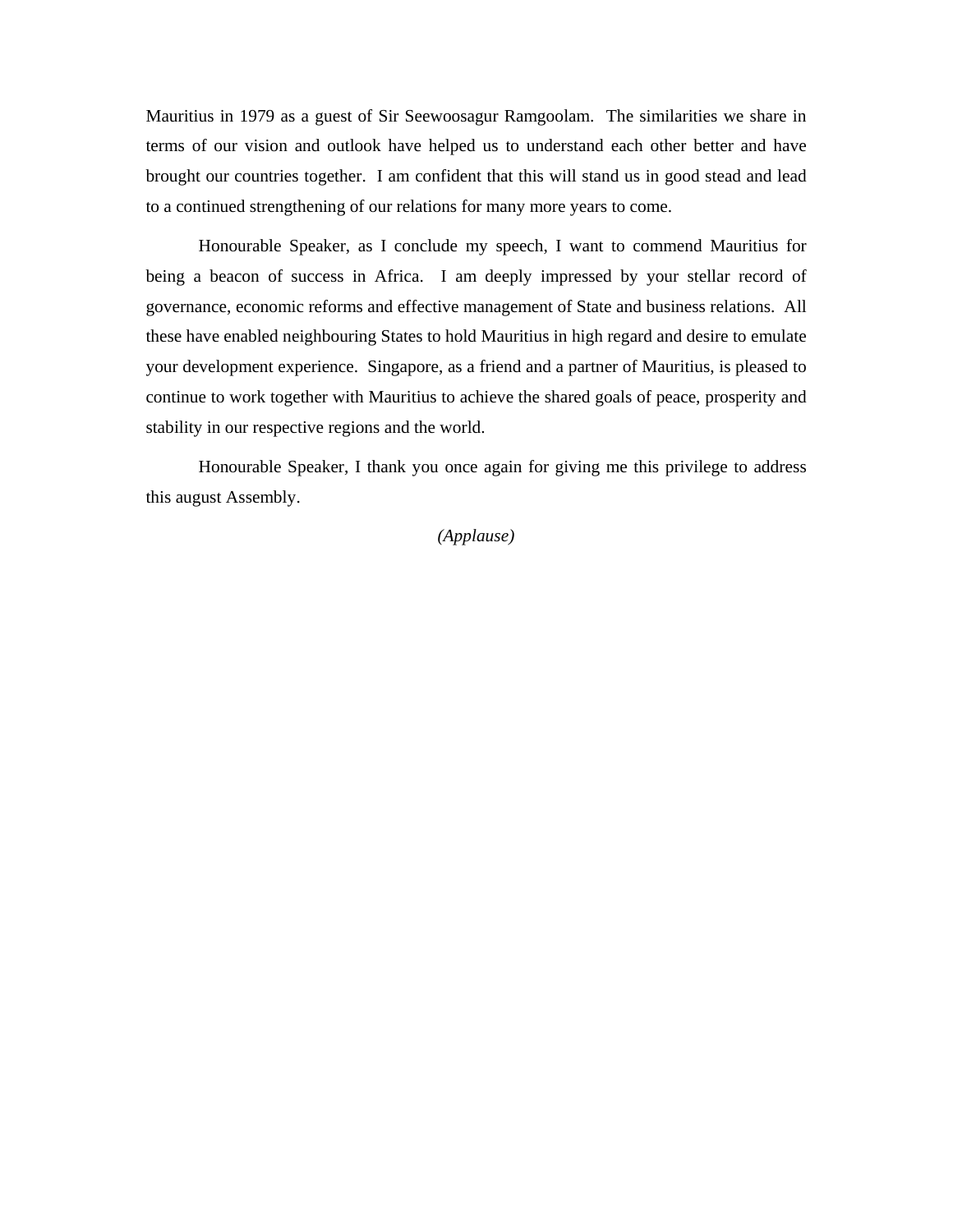Mauritius in 1979 as a guest of Sir Seewoosagur Ramgoolam.  The similarities we share in terms of our vision and outlook have helped us to understand each other better and have brought our countries together.  I am confident that this will stand us in good stead and lead to a continued strengthening of our relations for many more years to come.

Honourable Speaker, as I conclude my speech, I want to commend Mauritius for being a beacon of success in Africa.  I am deeply impressed by your stellar record of governance, economic reforms and effective management of State and business relations.  All these have enabled neighbouring States to hold Mauritius in high regard and desire to emulate your development experience.  Singapore, as a friend and a partner of Mauritius, is pleased to continue to work together with Mauritius to achieve the shared goals of peace, prosperity and stability in our respective regions and the world.

Honourable Speaker, I thank you once again for giving me this privilege to address this august Assembly.

*(Applause)*